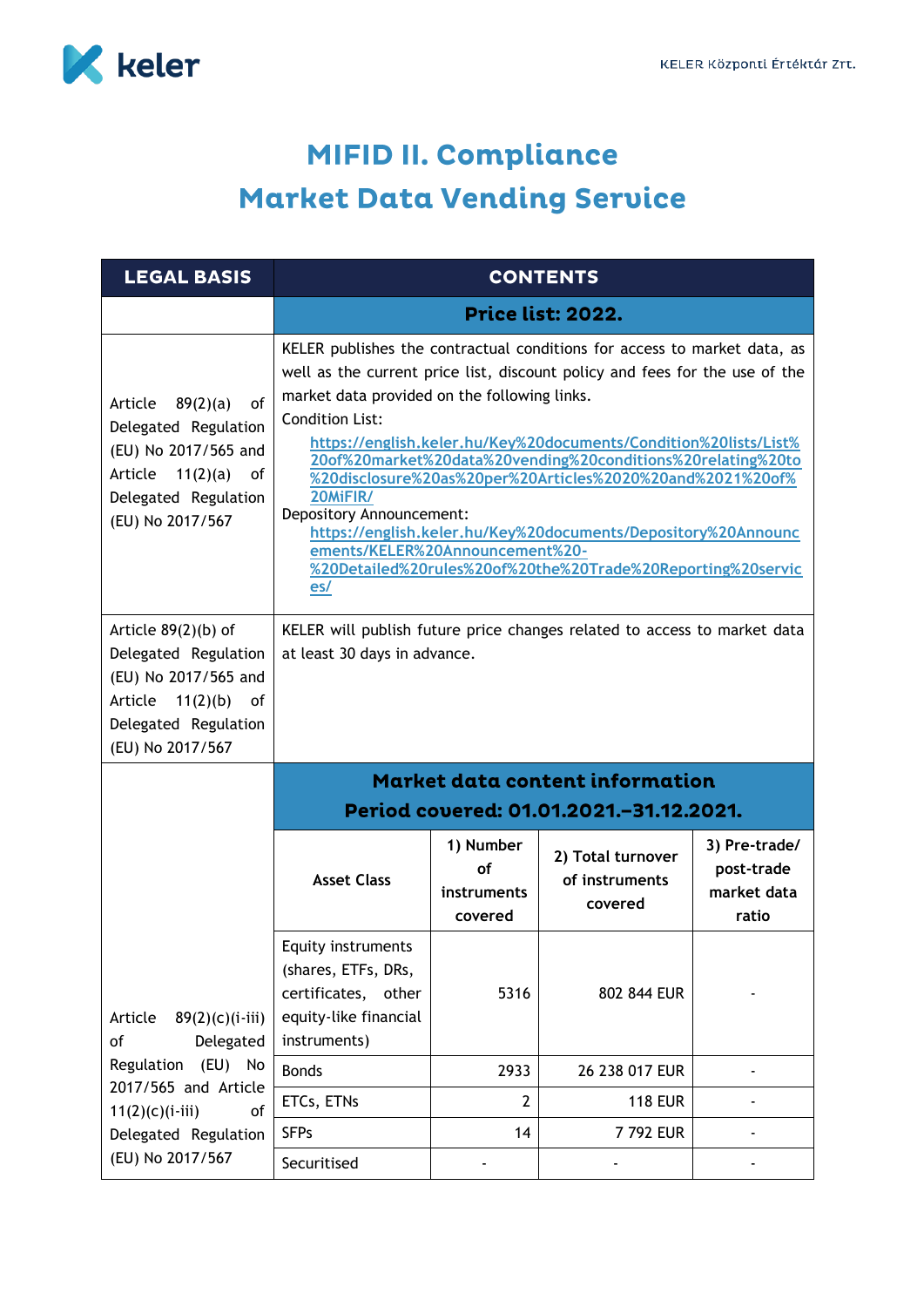# MIFID II. Compliance
# Market Data Vending Service

| LEGAL BASIS | CONTENTS | | | |
|---|---|---|---|---|
| | **Price list: 2022.** | | | |
| Article 89(2)(a) of Delegated Regulation (EU) No 2017/565 and Article 11(2)(a) of Delegated Regulation (EU) No 2017/567 | KELER publishes the contractual conditions for access to market data, as well as the current price list, discount policy and fees for the use of the market data provided on the following links. Condition List: https://english.keler.hu/Key%20documents/Condition%20lists/List%20of%20market%20data%20vending%20conditions%20relating%20to%20disclosure%20as%20per%20Articles%2020%20and%2021%20of%20MiFIR/ Depository Announcement: https://english.keler.hu/Key%20documents/Depository%20Announcements/KELER%20Announcement%20-%20Detailed%20rules%20of%20the%20Trade%20Reporting%20services/ | | | |
| Article 89(2)(b) of Delegated Regulation (EU) No 2017/565 and Article 11(2)(b) of Delegated Regulation (EU) No 2017/567 | KELER will publish future price changes related to access to market data at least 30 days in advance. | | | |
| | **Market data content information Period covered: 01.01.2021.–31.12.2021.** | | | |
| | **Asset Class** | **1) Number of instruments covered** | **2) Total turnover of instruments covered** | **3) Pre-trade/ post-trade market data ratio** |
| Article 89(2)(c)(i-iii) of Delegated Regulation (EU) No 2017/565 and Article 11(2)(c)(i-iii) of Delegated Regulation (EU) No 2017/567 | Equity instruments (shares, ETFs, DRs, certificates, other equity-like financial instruments) | 5316 | 802 844 EUR | - |
| | Bonds | 2933 | 26 238 017 EUR | - |
| | ETCs, ETNs | 2 | 118 EUR | - |
| | SFPs | 14 | 7 792 EUR | - |
| | Securitised | - | - | - |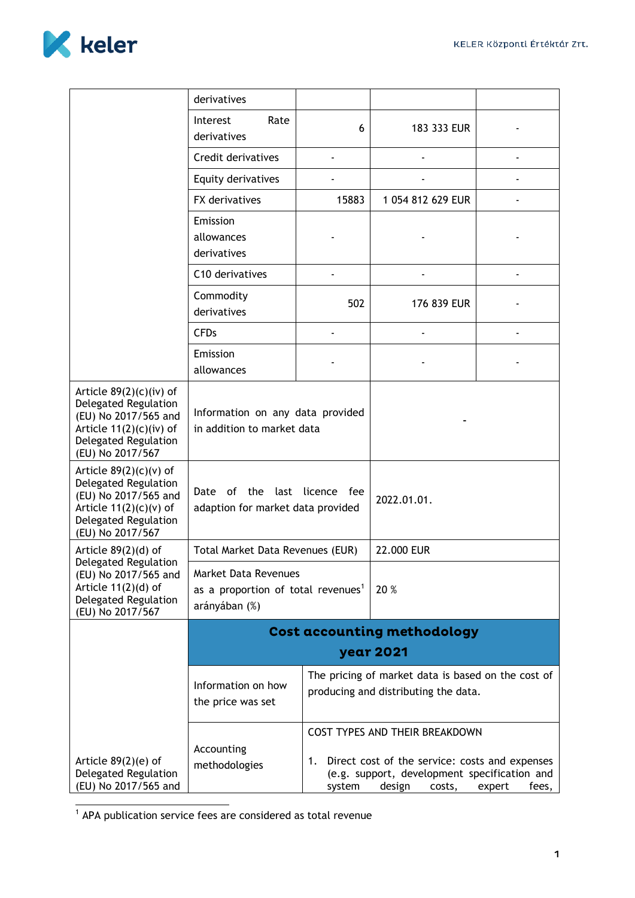| | | | | |
|---|---|---|---|---|
| | derivatives | | | |
| | Interest Rate derivatives | 6 | 183 333 EUR | - |
| | Credit derivatives | - | - | - |
| | Equity derivatives | - | - | - |
| | FX derivatives | 15883 | 1 054 812 629 EUR | - |
| | Emission allowances derivatives | - | - | - |
| | C10 derivatives | - | - | - |
| | Commodity derivatives | 502 | 176 839 EUR | - |
| | CFDs | - | - | - |
| | Emission allowances | - | - | - |
| Article 89(2)(c)(iv) of Delegated Regulation (EU) No 2017/565 and Article 11(2)(c)(iv) of Delegated Regulation (EU) No 2017/567 | Information on any data provided in addition to market data | | - | |
| Article 89(2)(c)(v) of Delegated Regulation (EU) No 2017/565 and Article 11(2)(c)(v) of Delegated Regulation (EU) No 2017/567 | Date of the last licence fee adaption for market data provided | | 2022.01.01. | |
| Article 89(2)(d) of Delegated Regulation (EU) No 2017/565 and Article 11(2)(d) of Delegated Regulation (EU) No 2017/567 | Total Market Data Revenues (EUR) | | 22.000 EUR | |
| | Market Data Revenues as a proportion of total revenues[1] arányában (%) | | 20 % | |

| | | |
|---|---|---|
| | **Cost accounting methodology year 2021** | |
| | Information on how the price was set | The pricing of market data is based on the cost of producing and distributing the data. |
| Article 89(2)(e) of Delegated Regulation (EU) No 2017/565 and | Accounting methodologies | COST TYPES AND THEIR BREAKDOWN<br><br>1. Direct cost of the service: costs and expenses (e.g. support, development specification and system design costs, expert fees, |

[1] APA publication service fees are considered as total revenue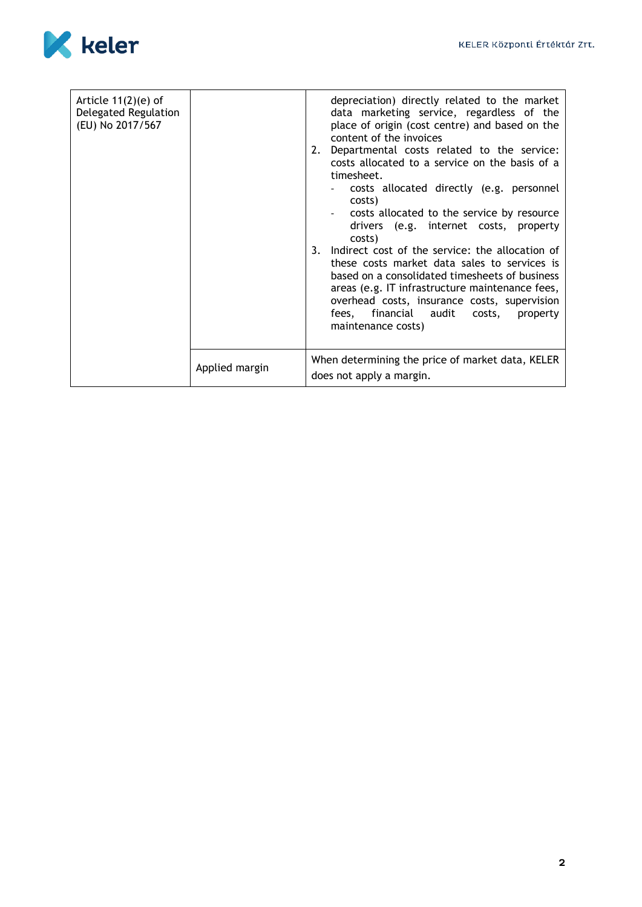| | | |
|---|---|---|
| Article 11(2)(e) of Delegated Regulation (EU) No 2017/567 | | depreciation) directly related to the market data marketing service, regardless of the place of origin (cost centre) and based on the content of the invoices<br>2. Departmental costs related to the service: costs allocated to a service on the basis of a timesheet.<br>- costs allocated directly (e.g. personnel costs)<br>- costs allocated to the service by resource drivers (e.g. internet costs, property costs)<br>3. Indirect cost of the service: the allocation of these costs market data sales to services is based on a consolidated timesheets of business areas (e.g. IT infrastructure maintenance fees, overhead costs, insurance costs, supervision fees, financial audit costs, property maintenance costs) |
| | Applied margin | When determining the price of market data, KELER does not apply a margin. |